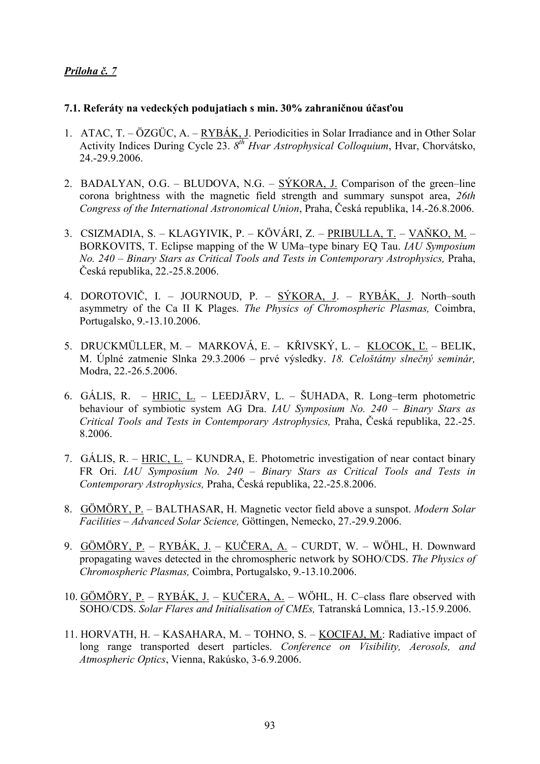***Príloha č. 7***

#### 7.1. Referáty na vedeckých podujatiach s min. 30% zahraničnou účasťou

1. ATAC, T. – ÖZGÜC, A. – RYBÁK, J. Periodicities in Solar Irradiance and in Other Solar Activity Indices During Cycle 23. *8th Hvar Astrophysical Colloquium*, Hvar, Chorvátsko, 24.-29.9.2006.

2. BADALYAN, O.G. – BLUDOVA, N.G. – SÝKORA, J. Comparison of the green–line corona brightness with the magnetic field strength and summary sunspot area, *26th Congress of the International Astronomical Union*, Praha, Česká republika, 14.-26.8.2006.

3. CSIZMADIA, S. – KLAGYIVIK, P. – KÖVÁRI, Z. – PRIBULLA, T. – VAŇKO, M. – BORKOVITS, T. Eclipse mapping of the W UMa–type binary EQ Tau. *IAU Symposium No. 240 – Binary Stars as Critical Tools and Tests in Contemporary Astrophysics,* Praha, Česká republika, 22.-25.8.2006.

4. DOROTOVIČ, I. – JOURNOUD, P. – SÝKORA, J. – RYBÁK, J. North–south asymmetry of the Ca II K Plages. *The Physics of Chromospheric Plasmas,* Coimbra, Portugalsko, 9.-13.10.2006.

5. DRUCKMÜLLER, M. – MARKOVÁ, E. – KŘIVSKÝ, L. – KLOCOK, Ľ. – BELIK, M. Úplné zatmenie Slnka 29.3.2006 – prvé výsledky. *18. Celoštátny slnečný seminár,* Modra, 22.-26.5.2006.

6. GÁLIS, R. – HRIC, L. – LEEDJÄRV, L. – ŠUHADA, R. Long–term photometric behaviour of symbiotic system AG Dra. *IAU Symposium No. 240 – Binary Stars as Critical Tools and Tests in Contemporary Astrophysics,* Praha, Česká republika, 22.-25. 8.2006.

7. GÁLIS, R. – HRIC, L. – KUNDRA, E. Photometric investigation of near contact binary FR Ori. *IAU Symposium No. 240 – Binary Stars as Critical Tools and Tests in Contemporary Astrophysics,* Praha, Česká republika, 22.-25.8.2006.

8. GÖMÖRY, P. – BALTHASAR, H. Magnetic vector field above a sunspot. *Modern Solar Facilities – Advanced Solar Science,* Göttingen, Nemecko, 27.-29.9.2006.

9. GÖMÖRY, P. – RYBÁK, J. – KUČERA, A. – CURDT, W. – WÖHL, H. Downward propagating waves detected in the chromospheric network by SOHO/CDS. *The Physics of Chromospheric Plasmas,* Coimbra, Portugalsko, 9.-13.10.2006.

10. GÖMÖRY, P. – RYBÁK, J. – KUČERA, A. – WÖHL, H. C–class flare observed with SOHO/CDS. *Solar Flares and Initialisation of CMEs,* Tatranská Lomnica, 13.-15.9.2006.

11. HORVATH, H. – KASAHARA, M. – TOHNO, S. – KOCIFAJ, M.: Radiative impact of long range transported desert particles. *Conference on Visibility, Aerosols, and Atmospheric Optics*, Vienna, Rakúsko, 3-6.9.2006.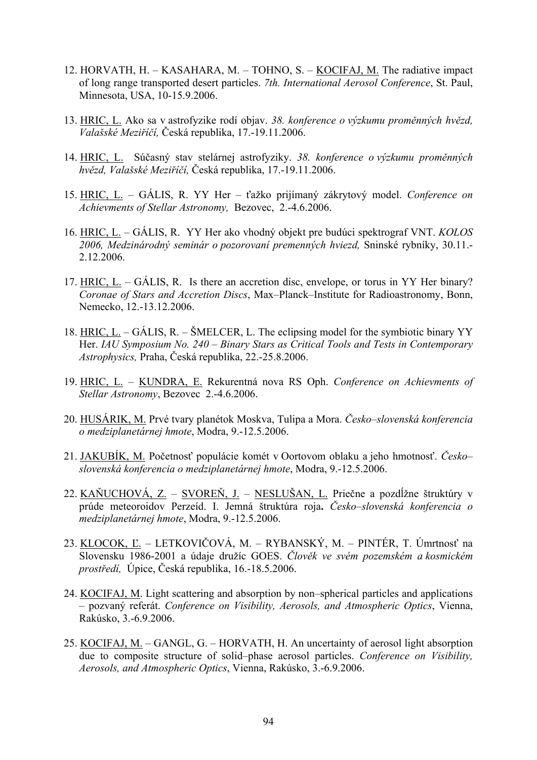12. HORVATH, H. – KASAHARA, M. – TOHNO, S. – KOCIFAJ, M. The radiative impact of long range transported desert particles. *7th. International Aerosol Conference*, St. Paul, Minnesota, USA, 10-15.9.2006.

13. HRIC, L. Ako sa v astrofyzike rodí objav. *38. konference o výzkumu proměnných hvězd, Valašské Meziříčí,* Česká republika, 17.-19.11.2006.

14. HRIC, L. Súčasný stav stelárnej astrofyziky. *38. konference o výzkumu proměnných hvězd, Valašské Meziříčí,* Česká republika, 17.-19.11.2006.

15. HRIC, L. – GÁLIS, R. YY Her – ťažko prijímaný zákrytový model. *Conference on Achievments of Stellar Astronomy,* Bezovec, 2.-4.6.2006.

16. HRIC, L. – GÁLIS, R. YY Her ako vhodný objekt pre budúci spektrograf VNT. *KOLOS 2006, Medzinárodný seminár o pozorovaní premenných hviezd,* Sninské rybníky, 30.11.-2.12.2006.

17. HRIC, L. – GÁLIS, R. Is there an accretion disc, envelope, or torus in YY Her binary? *Coronae of Stars and Accretion Discs*, Max–Planck–Institute for Radioastronomy, Bonn, Nemecko, 12.-13.12.2006.

18. HRIC, L. – GÁLIS, R. – ŠMELCER, L. The eclipsing model for the symbiotic binary YY Her. *IAU Symposium No. 240 – Binary Stars as Critical Tools and Tests in Contemporary Astrophysics,* Praha, Česká republika, 22.-25.8.2006.

19. HRIC, L. – KUNDRA, E. Rekurentná nova RS Oph. *Conference on Achievments of Stellar Astronomy*, Bezovec 2.-4.6.2006.

20. HUSÁRIK, M. Prvé tvary planétok Moskva, Tulipa a Mora. *Česko–slovenská konferencia o medziplanetárnej hmote*, Modra, 9.-12.5.2006.

21. JAKUBÍK, M. Početnosť populácie komét v Oortovom oblaku a jeho hmotnosť. *Česko–slovenská konferencia o medziplanetárnej hmote*, Modra, 9.-12.5.2006.

22. KAŇUCHOVÁ, Z. – SVOREŇ, J. – NESLUŠAN, L. Priečne a pozdĺžne štruktúry v prúde meteoroidov Perzeíd. I. Jemná štruktúra roja**.** *Česko–slovenská konferencia o medziplanetárnej hmote*, Modra, 9.-12.5.2006.

23. KLOCOK, Ľ. – LETKOVIČOVÁ, M. – RYBANSKÝ, M. – PINTÉR, T. Úmrtnosť na Slovensku 1986-2001 a údaje družíc GOES. *Člověk ve svém pozemském a kosmickém prostředí,* Úpice, Česká republika, 16.-18.5.2006.

24. KOCIFAJ, M. Light scattering and absorption by non–spherical particles and applications – pozvaný referát. *Conference on Visibility, Aerosols, and Atmospheric Optics*, Vienna, Rakúsko, 3.-6.9.2006.

25. KOCIFAJ, M. – GANGL, G. – HORVATH, H. An uncertainty of aerosol light absorption due to composite structure of solid–phase aerosol particles. *Conference on Visibility, Aerosols, and Atmospheric Optics*, Vienna, Rakúsko, 3.-6.9.2006.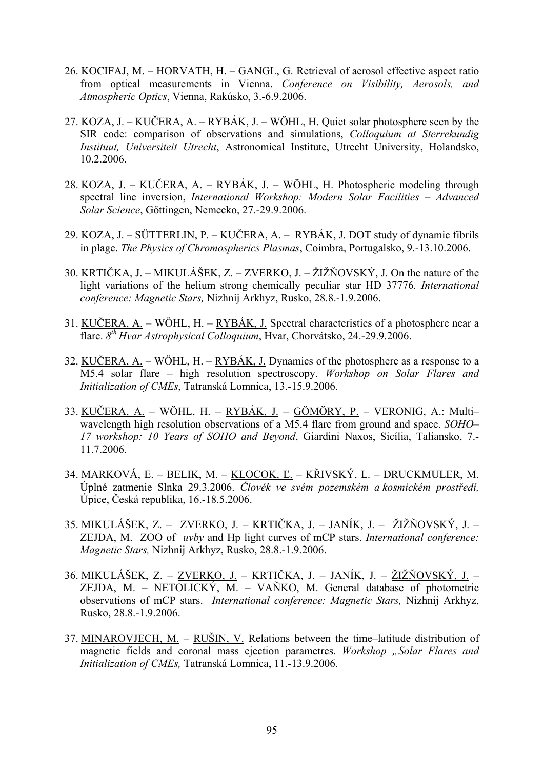26. <u>KOCIFAJ, M.</u> – HORVATH, H. – GANGL, G. Retrieval of aerosol effective aspect ratio from optical measurements in Vienna. *Conference on Visibility, Aerosols, and Atmospheric Optics*, Vienna, Rakúsko, 3.-6.9.2006.

27. <u>KOZA, J.</u> – <u>KUČERA, A.</u> – <u>RYBÁK, J.</u> – WÖHL, H. Quiet solar photosphere seen by the SIR code: comparison of observations and simulations, *Colloquium at Sterrekundig Instituut, Universiteit Utrecht*, Astronomical Institute, Utrecht University, Holandsko, 10.2.2006.

28. <u>KOZA, J.</u> – <u>KUČERA, A.</u> – <u>RYBÁK, J.</u> – WÖHL, H. Photospheric modeling through spectral line inversion, *International Workshop: Modern Solar Facilities – Advanced Solar Science*, Göttingen, Nemecko, 27.-29.9.2006.

29. <u>KOZA, J.</u> – SÜTTERLIN, P. – <u>KUČERA, A.</u> – <u>RYBÁK, J.</u> DOT study of dynamic fibrils in plage. *The Physics of Chromospherics Plasmas*, Coimbra, Portugalsko, 9.-13.10.2006.

30. KRTIČKA, J. – MIKULÁŠEK, Z. – <u>ZVERKO, J.</u> – <u>ŽIŽŇOVSKÝ, J.</u> On the nature of the light variations of the helium strong chemically peculiar star HD 37776*. International conference: Magnetic Stars,* Nizhnij Arkhyz, Rusko, 28.8.-1.9.2006.

31. <u>KUČERA, A.</u> – WÖHL, H. – <u>RYBÁK, J.</u> Spectral characteristics of a photosphere near a flare. *8th Hvar Astrophysical Colloquium*, Hvar, Chorvátsko, 24.-29.9.2006.

32. <u>KUČERA, A.</u> – WÖHL, H. – <u>RYBÁK, J.</u> Dynamics of the photosphere as a response to a M5.4 solar flare – high resolution spectroscopy. *Workshop on Solar Flares and Initialization of CMEs*, Tatranská Lomnica, 13.-15.9.2006.

33. <u>KUČERA, A.</u> – WÖHL, H. – <u>RYBÁK, J.</u> – <u>GÖMÖRY, P.</u> – VERONIG, A.: Multi–wavelength high resolution observations of a M5.4 flare from ground and space. *SOHO–17 workshop: 10 Years of SOHO and Beyond*, Giardini Naxos, Sicília, Taliansko, 7.-11.7.2006.

34. MARKOVÁ, E. – BELIK, M. – <u>KLOCOK, Ľ.</u> – KŘIVSKÝ, L. – DRUCKMULER, M. Úplné zatmenie Slnka 29.3.2006. *Člověk ve svém pozemském a kosmickém prostředí,* Úpice, Česká republika, 16.-18.5.2006.

35. MIKULÁŠEK, Z. – <u>ZVERKO, J.</u> – KRTIČKA, J. – JANÍK, J. – <u>ŽIŽŇOVSKÝ, J.</u> – ZEJDA, M. ZOO of *uvby* and Hp light curves of mCP stars. *International conference: Magnetic Stars,* Nizhnij Arkhyz, Rusko, 28.8.-1.9.2006.

36. MIKULÁŠEK, Z. – <u>ZVERKO, J.</u> – KRTIČKA, J. – JANÍK, J. – <u>ŽIŽŇOVSKÝ, J.</u> – ZEJDA, M. – NETOLICKÝ, M. – <u>VAŇKO, M.</u> General database of photometric observations of mCP stars. *International conference: Magnetic Stars,* Nizhnij Arkhyz, Rusko, 28.8.-1.9.2006.

37. <u>MINAROVJECH, M.</u> – <u>RUŠIN, V.</u> Relations between the time–latitude distribution of magnetic fields and coronal mass ejection parametres. *Workshop „Solar Flares and Initialization of CMEs,* Tatranská Lomnica, 11.-13.9.2006.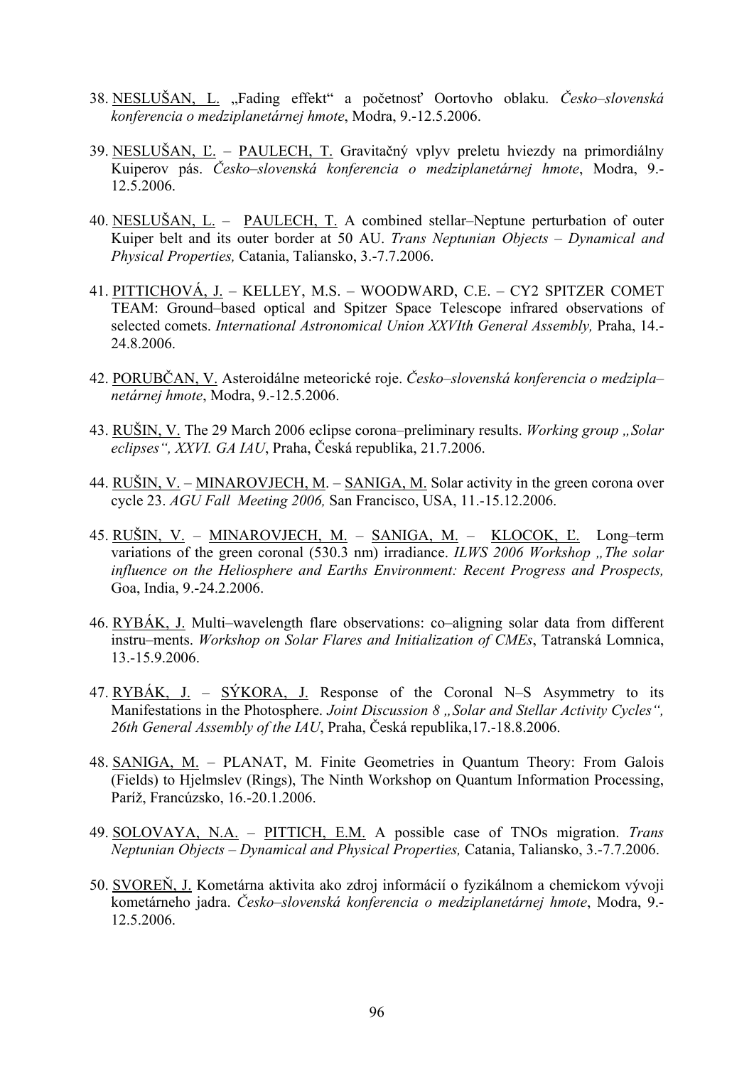38. NESLUŠAN, L. „Fading effekt“ a početnosť Oortovho oblaku. *Česko–slovenská konferencia o medziplanetárnej hmote*, Modra, 9.-12.5.2006.

39. NESLUŠAN, Ľ. – PAULECH, T. Gravitačný vplyv preletu hviezdy na primordiálny Kuiperov pás. *Česko–slovenská konferencia o medziplanetárnej hmote*, Modra, 9.-12.5.2006.

40. NESLUŠAN, L. – PAULECH, T. A combined stellar–Neptune perturbation of outer Kuiper belt and its outer border at 50 AU. *Trans Neptunian Objects – Dynamical and Physical Properties,* Catania, Taliansko, 3.-7.7.2006.

41. PITTICHOVÁ, J. – KELLEY, M.S. – WOODWARD, C.E. – CY2 SPITZER COMET TEAM: Ground–based optical and Spitzer Space Telescope infrared observations of selected comets. *International Astronomical Union XXVIth General Assembly,* Praha, 14.-24.8.2006.

42. PORUBČAN, V. Asteroidálne meteorické roje. *Česko–slovenská konferencia o medzipla–netárnej hmote*, Modra, 9.-12.5.2006.

43. RUŠIN, V. The 29 March 2006 eclipse corona–preliminary results. *Working group „Solar eclipses“, XXVI. GA IAU*, Praha, Česká republika, 21.7.2006.

44. RUŠIN, V. – MINAROVJECH, M. – SANIGA, M. Solar activity in the green corona over cycle 23. *AGU Fall Meeting 2006,* San Francisco, USA, 11.-15.12.2006.

45. RUŠIN, V. – MINAROVJECH, M. – SANIGA, M. – KLOCOK, Ľ. Long–term variations of the green coronal (530.3 nm) irradiance. *ILWS 2006 Workshop „The solar influence on the Heliosphere and Earths Environment: Recent Progress and Prospects,* Goa, India, 9.-24.2.2006.

46. RYBÁK, J. Multi–wavelength flare observations: co–aligning solar data from different instru–ments. *Workshop on Solar Flares and Initialization of CMEs*, Tatranská Lomnica, 13.-15.9.2006.

47. RYBÁK, J. – SÝKORA, J. Response of the Coronal N–S Asymmetry to its Manifestations in the Photosphere. *Joint Discussion 8 „Solar and Stellar Activity Cycles“, 26th General Assembly of the IAU*, Praha, Česká republika,17.-18.8.2006.

48. SANIGA, M. – PLANAT, M. Finite Geometries in Quantum Theory: From Galois (Fields) to Hjelmslev (Rings), The Ninth Workshop on Quantum Information Processing, Paríž, Francúzsko, 16.-20.1.2006.

49. SOLOVAYA, N.A. – PITTICH, E.M. A possible case of TNOs migration. *Trans Neptunian Objects – Dynamical and Physical Properties,* Catania, Taliansko, 3.-7.7.2006.

50. SVOREŇ, J. Kometárna aktivita ako zdroj informácií o fyzikálnom a chemickom vývoji kometárneho jadra. *Česko–slovenská konferencia o medziplanetárnej hmote*, Modra, 9.-12.5.2006.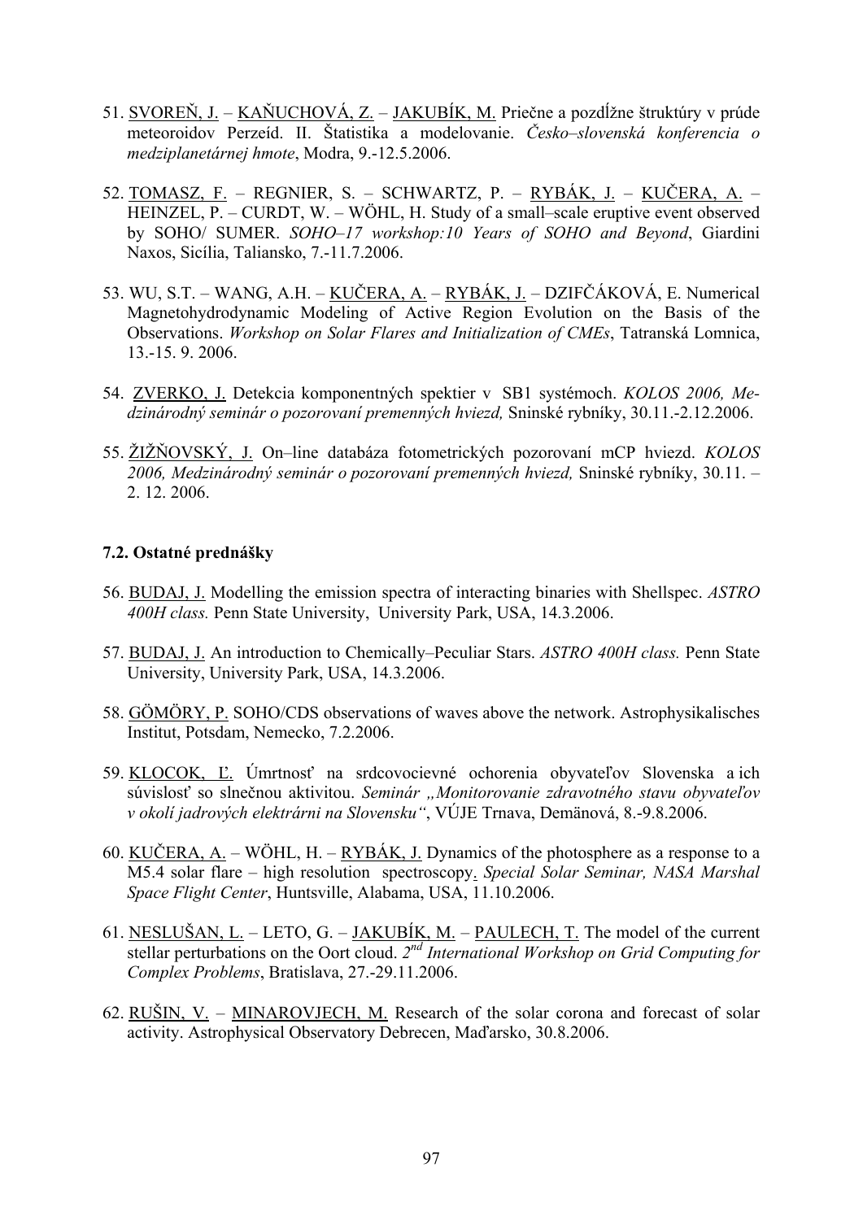51. SVOREŇ, J. – KAŇUCHOVÁ, Z. – JAKUBÍK, M. Priečne a pozdĺžne štruktúry v prúde meteoroidov Perzeíd. II. Štatistika a modelovanie. *Česko–slovenská konferencia o medziplanetárnej hmote*, Modra, 9.-12.5.2006.

52. TOMASZ, F. – REGNIER, S. – SCHWARTZ, P. – RYBÁK, J. – KUČERA, A. – HEINZEL, P. – CURDT, W. – WÖHL, H. Study of a small–scale eruptive event observed by SOHO/ SUMER. *SOHO–17 workshop:10 Years of SOHO and Beyond*, Giardini Naxos, Sicília, Taliansko, 7.-11.7.2006.

53. WU, S.T. – WANG, A.H. – KUČERA, A. – RYBÁK, J. – DZIFČÁKOVÁ, E. Numerical Magnetohydrodynamic Modeling of Active Region Evolution on the Basis of the Observations. *Workshop on Solar Flares and Initialization of CMEs*, Tatranská Lomnica, 13.-15. 9. 2006.

54. ZVERKO, J. Detekcia komponentných spektier v SB1 systémoch. *KOLOS 2006, Medzinárodný seminár o pozorovaní premenných hviezd,* Sninské rybníky, 30.11.-2.12.2006.

55. ŽIŽŇOVSKÝ, J. On–line databáza fotometrických pozorovaní mCP hviezd. *KOLOS 2006, Medzinárodný seminár o pozorovaní premenných hviezd,* Sninské rybníky, 30.11. – 2. 12. 2006.

### 7.2. Ostatné prednášky

56. BUDAJ, J. Modelling the emission spectra of interacting binaries with Shellspec. *ASTRO 400H class.* Penn State University, University Park, USA, 14.3.2006.

57. BUDAJ, J. An introduction to Chemically–Peculiar Stars. *ASTRO 400H class.* Penn State University, University Park, USA, 14.3.2006.

58. GÖMÖRY, P. SOHO/CDS observations of waves above the network. Astrophysikalisches Institut, Potsdam, Nemecko, 7.2.2006.

59. KLOCOK, Ľ. Úmrtnosť na srdcovocievné ochorenia obyvateľov Slovenska a ich súvislosť so slnečnou aktivitou. *Seminár „Monitorovanie zdravotného stavu obyvateľov v okolí jadrových elektrární na Slovensku“*, VÚJE Trnava, Demänová, 8.-9.8.2006.

60. KUČERA, A. – WÖHL, H. – RYBÁK, J. Dynamics of the photosphere as a response to a M5.4 solar flare – high resolution spectroscopy. *Special Solar Seminar, NASA Marshal Space Flight Center*, Huntsville, Alabama, USA, 11.10.2006.

61. NESLUŠAN, L. – LETO, G. – JAKUBÍK, M. – PAULECH, T. The model of the current stellar perturbations on the Oort cloud. *2nd International Workshop on Grid Computing for Complex Problems*, Bratislava, 27.-29.11.2006.

62. RUŠIN, V. – MINAROVJECH, M. Research of the solar corona and forecast of solar activity. Astrophysical Observatory Debrecen, Maďarsko, 30.8.2006.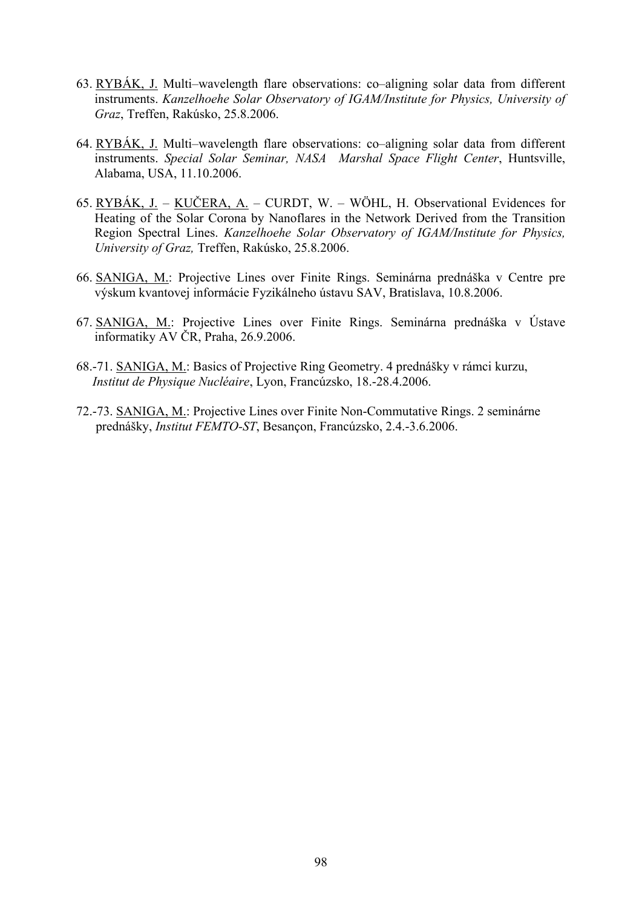63. RYBÁK, J. Multi–wavelength flare observations: co–aligning solar data from different instruments. *Kanzelhoehe Solar Observatory of IGAM/Institute for Physics, University of Graz*, Treffen, Rakúsko, 25.8.2006.

64. RYBÁK, J. Multi–wavelength flare observations: co–aligning solar data from different instruments. *Special Solar Seminar, NASA Marshal Space Flight Center*, Huntsville, Alabama, USA, 11.10.2006.

65. RYBÁK, J. – KUČERA, A. – CURDT, W. – WÖHL, H. Observational Evidences for Heating of the Solar Corona by Nanoflares in the Network Derived from the Transition Region Spectral Lines. *Kanzelhoehe Solar Observatory of IGAM/Institute for Physics, University of Graz,* Treffen, Rakúsko, 25.8.2006.

66. SANIGA, M.: Projective Lines over Finite Rings. Seminárna prednáška v Centre pre výskum kvantovej informácie Fyzikálneho ústavu SAV, Bratislava, 10.8.2006.

67. SANIGA, M.: Projective Lines over Finite Rings. Seminárna prednáška v Ústave informatiky AV ČR, Praha, 26.9.2006.

68.-71. SANIGA, M.: Basics of Projective Ring Geometry. 4 prednášky v rámci kurzu, *Institut de Physique Nucléaire*, Lyon, Francúzsko, 18.-28.4.2006.

72.-73. SANIGA, M.: Projective Lines over Finite Non-Commutative Rings. 2 seminárne prednášky, *Institut FEMTO-ST*, Besançon, Francúzsko, 2.4.-3.6.2006.